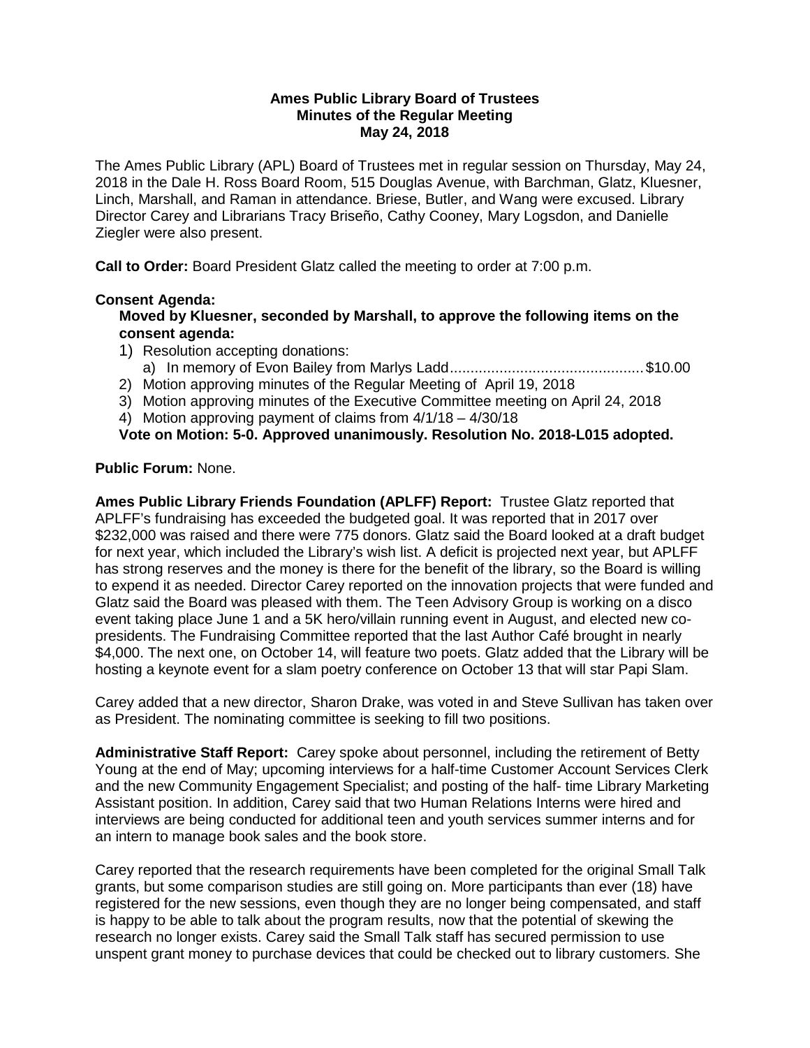**Ames Public Library Board of Trustees**
**Minutes of the Regular Meeting**
**May 24, 2018**

The Ames Public Library (APL) Board of Trustees met in regular session on Thursday, May 24, 2018 in the Dale H. Ross Board Room, 515 Douglas Avenue, with Barchman, Glatz, Kluesner, Linch, Marshall, and Raman in attendance. Briese, Butler, and Wang were excused. Library Director Carey and Librarians Tracy Briseño, Cathy Cooney, Mary Logsdon, and Danielle Ziegler were also present.

**Call to Order:** Board President Glatz called the meeting to order at 7:00 p.m.

**Consent Agenda:**

**Moved by Kluesner, seconded by Marshall, to approve the following items on the consent agenda:**

1) Resolution accepting donations:
   a) In memory of Evon Bailey from Marlys Ladd............................................... $10.00
2) Motion approving minutes of the Regular Meeting of April 19, 2018
3) Motion approving minutes of the Executive Committee meeting on April 24, 2018
4) Motion approving payment of claims from 4/1/18 – 4/30/18

**Vote on Motion: 5-0. Approved unanimously. Resolution No. 2018-L015 adopted.**

**Public Forum:** None.

**Ames Public Library Friends Foundation (APLFF) Report:** Trustee Glatz reported that APLFF's fundraising has exceeded the budgeted goal. It was reported that in 2017 over $232,000 was raised and there were 775 donors. Glatz said the Board looked at a draft budget for next year, which included the Library's wish list. A deficit is projected next year, but APLFF has strong reserves and the money is there for the benefit of the library, so the Board is willing to expend it as needed. Director Carey reported on the innovation projects that were funded and Glatz said the Board was pleased with them. The Teen Advisory Group is working on a disco event taking place June 1 and a 5K hero/villain running event in August, and elected new co-presidents. The Fundraising Committee reported that the last Author Café brought in nearly $4,000. The next one, on October 14, will feature two poets. Glatz added that the Library will be hosting a keynote event for a slam poetry conference on October 13 that will star Papi Slam.

Carey added that a new director, Sharon Drake, was voted in and Steve Sullivan has taken over as President. The nominating committee is seeking to fill two positions.

**Administrative Staff Report:** Carey spoke about personnel, including the retirement of Betty Young at the end of May; upcoming interviews for a half-time Customer Account Services Clerk and the new Community Engagement Specialist; and posting of the half- time Library Marketing Assistant position. In addition, Carey said that two Human Relations Interns were hired and interviews are being conducted for additional teen and youth services summer interns and for an intern to manage book sales and the book store.

Carey reported that the research requirements have been completed for the original Small Talk grants, but some comparison studies are still going on. More participants than ever (18) have registered for the new sessions, even though they are no longer being compensated, and staff is happy to be able to talk about the program results, now that the potential of skewing the research no longer exists. Carey said the Small Talk staff has secured permission to use unspent grant money to purchase devices that could be checked out to library customers. She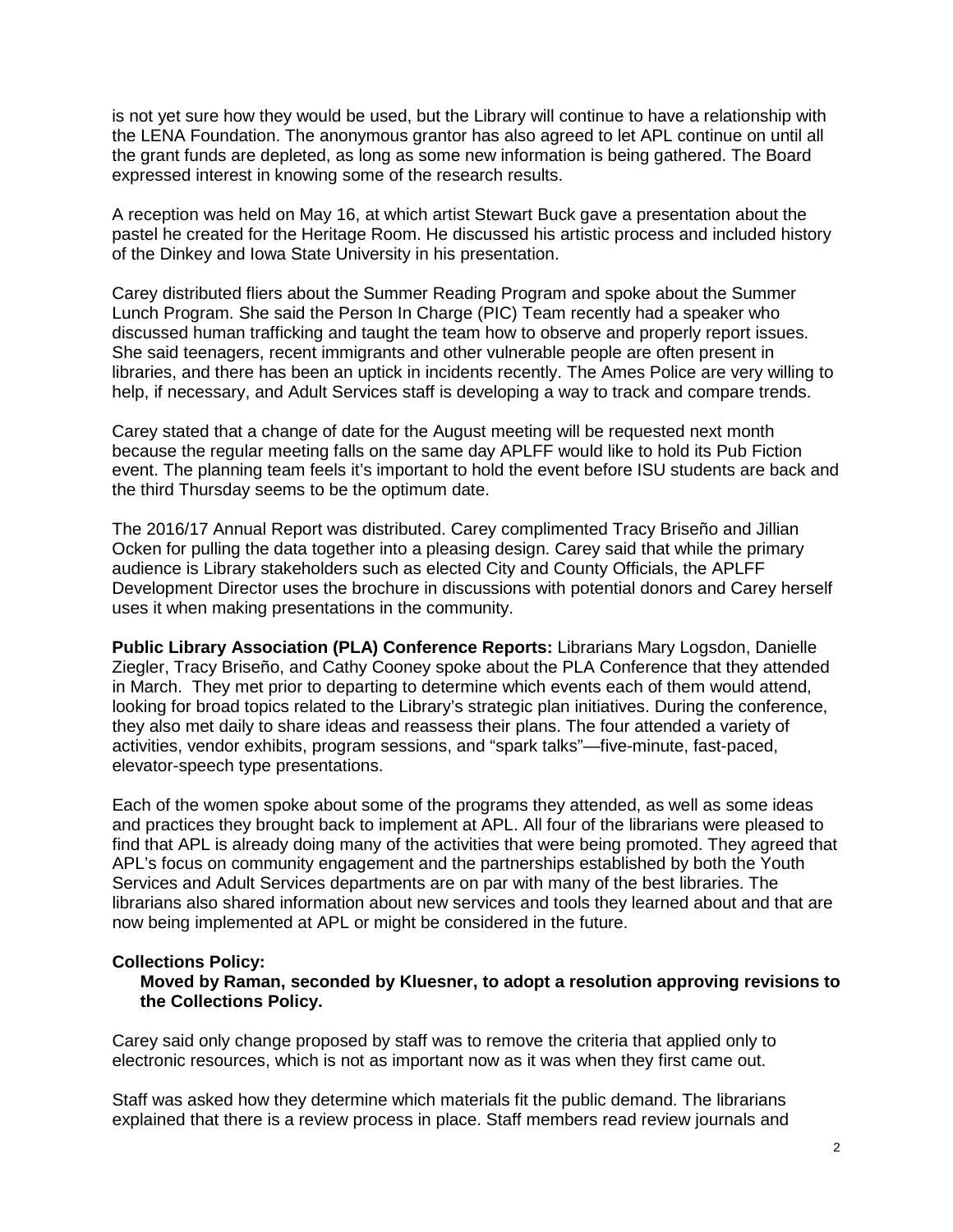is not yet sure how they would be used, but the Library will continue to have a relationship with the LENA Foundation. The anonymous grantor has also agreed to let APL continue on until all the grant funds are depleted, as long as some new information is being gathered. The Board expressed interest in knowing some of the research results.

A reception was held on May 16, at which artist Stewart Buck gave a presentation about the pastel he created for the Heritage Room. He discussed his artistic process and included history of the Dinkey and Iowa State University in his presentation.

Carey distributed fliers about the Summer Reading Program and spoke about the Summer Lunch Program. She said the Person In Charge (PIC) Team recently had a speaker who discussed human trafficking and taught the team how to observe and properly report issues. She said teenagers, recent immigrants and other vulnerable people are often present in libraries, and there has been an uptick in incidents recently. The Ames Police are very willing to help, if necessary, and Adult Services staff is developing a way to track and compare trends.

Carey stated that a change of date for the August meeting will be requested next month because the regular meeting falls on the same day APLFF would like to hold its Pub Fiction event. The planning team feels it's important to hold the event before ISU students are back and the third Thursday seems to be the optimum date.

The 2016/17 Annual Report was distributed. Carey complimented Tracy Briseño and Jillian Ocken for pulling the data together into a pleasing design. Carey said that while the primary audience is Library stakeholders such as elected City and County Officials, the APLFF Development Director uses the brochure in discussions with potential donors and Carey herself uses it when making presentations in the community.

**Public Library Association (PLA) Conference Reports:** Librarians Mary Logsdon, Danielle Ziegler, Tracy Briseño, and Cathy Cooney spoke about the PLA Conference that they attended in March. They met prior to departing to determine which events each of them would attend, looking for broad topics related to the Library's strategic plan initiatives. During the conference, they also met daily to share ideas and reassess their plans. The four attended a variety of activities, vendor exhibits, program sessions, and "spark talks"—five-minute, fast-paced, elevator-speech type presentations.

Each of the women spoke about some of the programs they attended, as well as some ideas and practices they brought back to implement at APL. All four of the librarians were pleased to find that APL is already doing many of the activities that were being promoted. They agreed that APL's focus on community engagement and the partnerships established by both the Youth Services and Adult Services departments are on par with many of the best libraries. The librarians also shared information about new services and tools they learned about and that are now being implemented at APL or might be considered in the future.

**Collections Policy:**

**Moved by Raman, seconded by Kluesner, to adopt a resolution approving revisions to the Collections Policy.**

Carey said only change proposed by staff was to remove the criteria that applied only to electronic resources, which is not as important now as it was when they first came out.

Staff was asked how they determine which materials fit the public demand. The librarians explained that there is a review process in place. Staff members read review journals and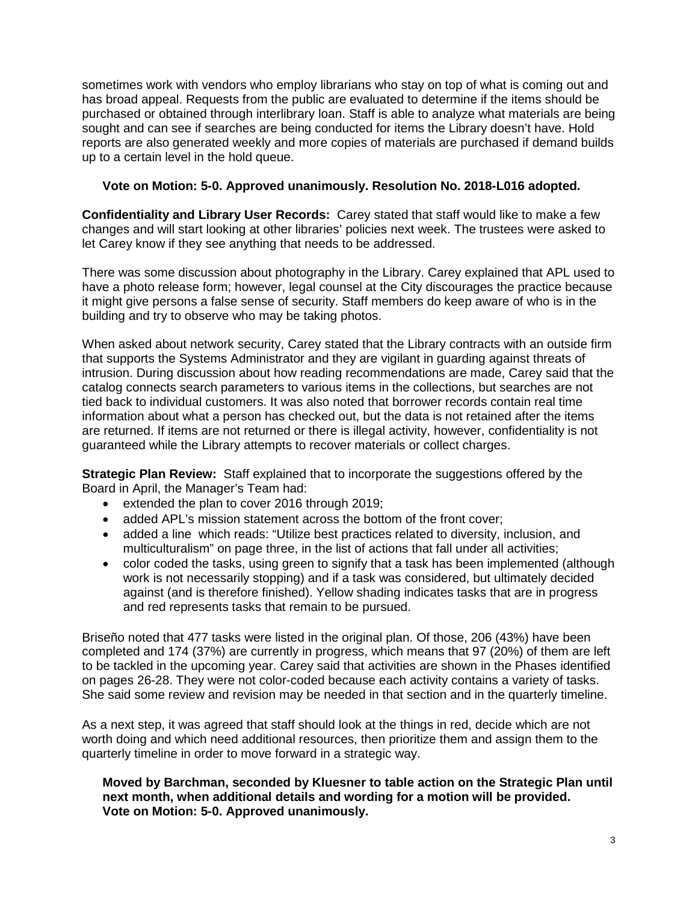sometimes work with vendors who employ librarians who stay on top of what is coming out and has broad appeal. Requests from the public are evaluated to determine if the items should be purchased or obtained through interlibrary loan. Staff is able to analyze what materials are being sought and can see if searches are being conducted for items the Library doesn't have. Hold reports are also generated weekly and more copies of materials are purchased if demand builds up to a certain level in the hold queue.

**Vote on Motion: 5-0. Approved unanimously. Resolution No. 2018-L016 adopted.**

**Confidentiality and Library User Records:** Carey stated that staff would like to make a few changes and will start looking at other libraries' policies next week. The trustees were asked to let Carey know if they see anything that needs to be addressed.

There was some discussion about photography in the Library. Carey explained that APL used to have a photo release form; however, legal counsel at the City discourages the practice because it might give persons a false sense of security. Staff members do keep aware of who is in the building and try to observe who may be taking photos.

When asked about network security, Carey stated that the Library contracts with an outside firm that supports the Systems Administrator and they are vigilant in guarding against threats of intrusion. During discussion about how reading recommendations are made, Carey said that the catalog connects search parameters to various items in the collections, but searches are not tied back to individual customers. It was also noted that borrower records contain real time information about what a person has checked out, but the data is not retained after the items are returned. If items are not returned or there is illegal activity, however, confidentiality is not guaranteed while the Library attempts to recover materials or collect charges.

**Strategic Plan Review:** Staff explained that to incorporate the suggestions offered by the Board in April, the Manager's Team had:

- extended the plan to cover 2016 through 2019;
- added APL's mission statement across the bottom of the front cover;
- added a line which reads: "Utilize best practices related to diversity, inclusion, and multiculturalism" on page three, in the list of actions that fall under all activities;
- color coded the tasks, using green to signify that a task has been implemented (although work is not necessarily stopping) and if a task was considered, but ultimately decided against (and is therefore finished). Yellow shading indicates tasks that are in progress and red represents tasks that remain to be pursued.

Briseño noted that 477 tasks were listed in the original plan. Of those, 206 (43%) have been completed and 174 (37%) are currently in progress, which means that 97 (20%) of them are left to be tackled in the upcoming year. Carey said that activities are shown in the Phases identified on pages 26-28. They were not color-coded because each activity contains a variety of tasks. She said some review and revision may be needed in that section and in the quarterly timeline.

As a next step, it was agreed that staff should look at the things in red, decide which are not worth doing and which need additional resources, then prioritize them and assign them to the quarterly timeline in order to move forward in a strategic way.

**Moved by Barchman, seconded by Kluesner to table action on the Strategic Plan until next month, when additional details and wording for a motion will be provided.**
**Vote on Motion: 5-0. Approved unanimously.**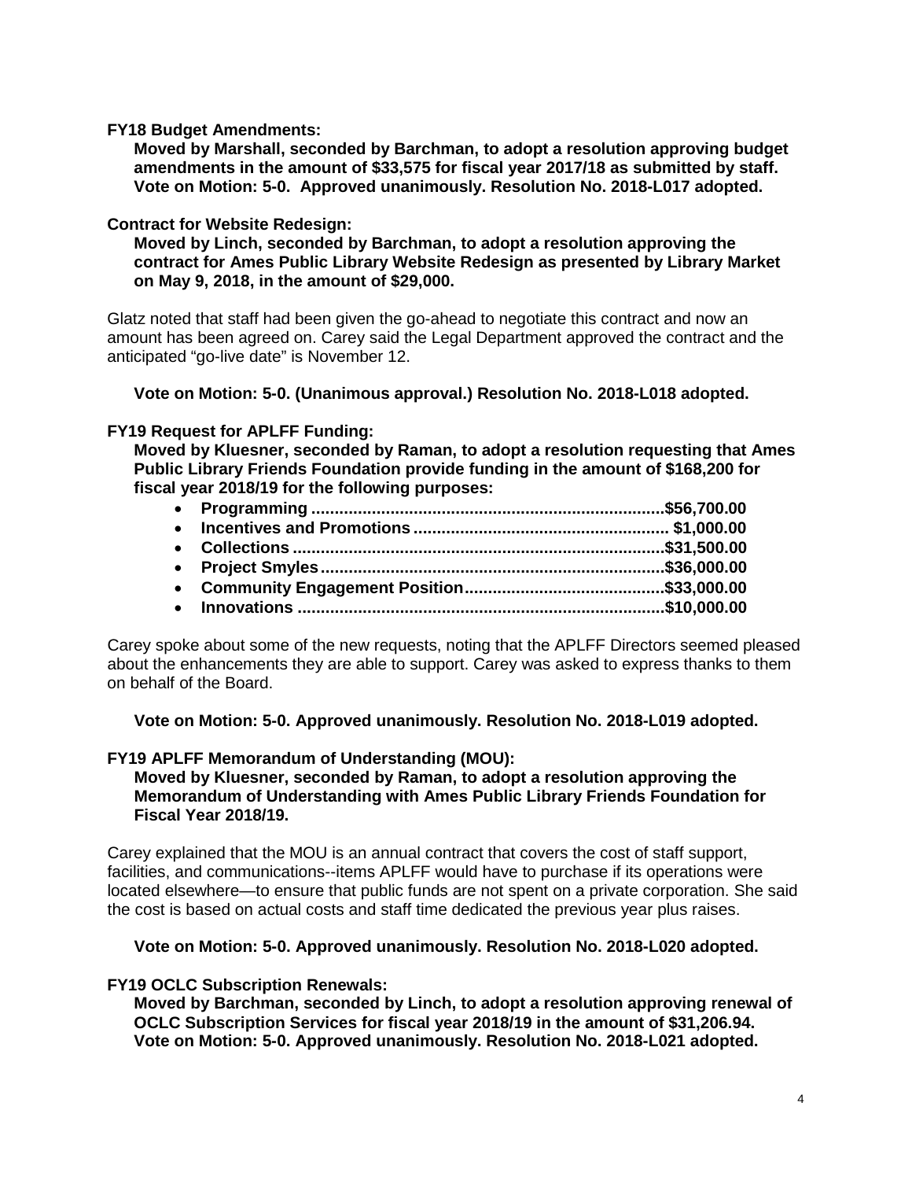**FY18 Budget Amendments:**

**Moved by Marshall, seconded by Barchman, to adopt a resolution approving budget amendments in the amount of $33,575 for fiscal year 2017/18 as submitted by staff. Vote on Motion: 5-0. Approved unanimously. Resolution No. 2018-L017 adopted.**

**Contract for Website Redesign:**

**Moved by Linch, seconded by Barchman, to adopt a resolution approving the contract for Ames Public Library Website Redesign as presented by Library Market on May 9, 2018, in the amount of $29,000.**

Glatz noted that staff had been given the go-ahead to negotiate this contract and now an amount has been agreed on. Carey said the Legal Department approved the contract and the anticipated "go-live date" is November 12.

**Vote on Motion: 5-0. (Unanimous approval.) Resolution No. 2018-L018 adopted.**

**FY19 Request for APLFF Funding:**

**Moved by Kluesner, seconded by Raman, to adopt a resolution requesting that Ames Public Library Friends Foundation provide funding in the amount of $168,200 for fiscal year 2018/19 for the following purposes:**

- **Programming ........................................................................$56,700.00**
- **Incentives and Promotions ...................................................... $1,000.00**
- **Collections ..........................................................................$31,500.00**
- **Project Smyles......................................................................$36,000.00**
- **Community Engagement Position..........................................$33,000.00**
- **Innovations ..........................................................................$10,000.00**

Carey spoke about some of the new requests, noting that the APLFF Directors seemed pleased about the enhancements they are able to support. Carey was asked to express thanks to them on behalf of the Board.

**Vote on Motion: 5-0. Approved unanimously. Resolution No. 2018-L019 adopted.**

**FY19 APLFF Memorandum of Understanding (MOU):**

**Moved by Kluesner, seconded by Raman, to adopt a resolution approving the Memorandum of Understanding with Ames Public Library Friends Foundation for Fiscal Year 2018/19.**

Carey explained that the MOU is an annual contract that covers the cost of staff support, facilities, and communications--items APLFF would have to purchase if its operations were located elsewhere—to ensure that public funds are not spent on a private corporation. She said the cost is based on actual costs and staff time dedicated the previous year plus raises.

**Vote on Motion: 5-0. Approved unanimously. Resolution No. 2018-L020 adopted.**

**FY19 OCLC Subscription Renewals:**

**Moved by Barchman, seconded by Linch, to adopt a resolution approving renewal of OCLC Subscription Services for fiscal year 2018/19 in the amount of $31,206.94. Vote on Motion: 5-0. Approved unanimously. Resolution No. 2018-L021 adopted.**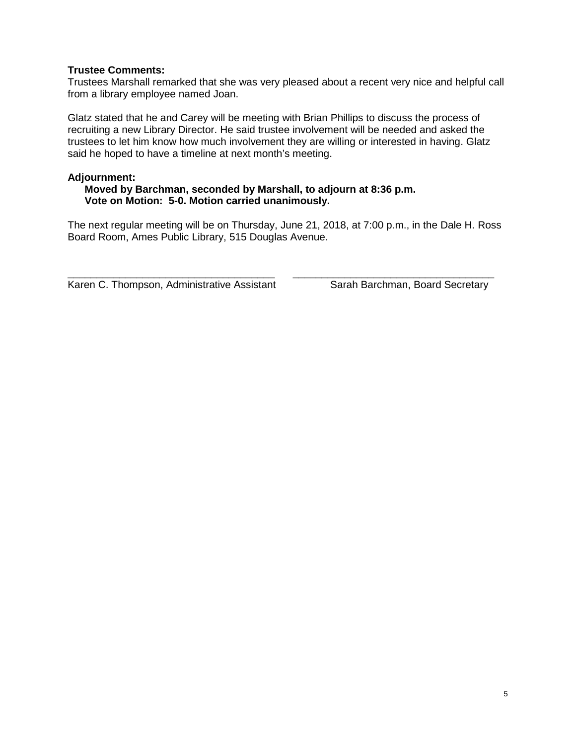**Trustee Comments:**
Trustees Marshall remarked that she was very pleased about a recent very nice and helpful call from a library employee named Joan.

Glatz stated that he and Carey will be meeting with Brian Phillips to discuss the process of recruiting a new Library Director. He said trustee involvement will be needed and asked the trustees to let him know how much involvement they are willing or interested in having. Glatz said he hoped to have a timeline at next month's meeting.

**Adjournment:**

**Moved by Barchman, seconded by Marshall, to adjourn at 8:36 p.m.**
**Vote on Motion: 5-0. Motion carried unanimously.**

The next regular meeting will be on Thursday, June 21, 2018, at 7:00 p.m., in the Dale H. Ross Board Room, Ames Public Library, 515 Douglas Avenue.

\_\_\_\_\_\_\_\_\_\_\_\_\_\_\_\_\_\_\_\_\_\_\_\_\_\_\_\_\_\_\_\_\_\_\_\_
Karen C. Thompson, Administrative Assistant

\_\_\_\_\_\_\_\_\_\_\_\_\_\_\_\_\_\_\_\_\_\_\_\_\_\_\_\_\_\_\_\_\_\_\_\_
Sarah Barchman, Board Secretary